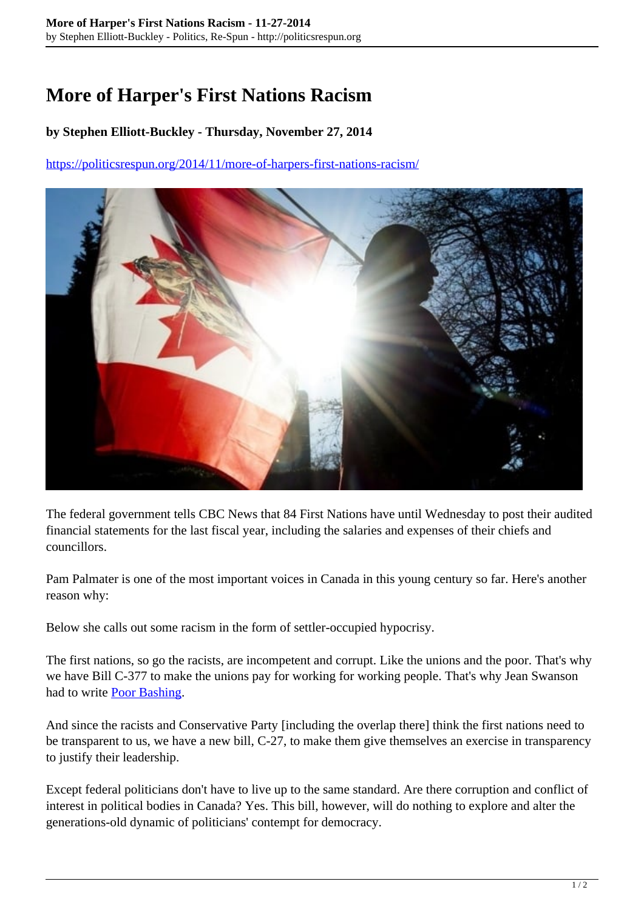# More of Harper's First Nations Racism

**by Stephen Elliott-Buckley - Thursday, November 27, 2014**

https://politicsrespun.org/2014/11/more-of-harpers-first-nations-racism/

The federal government tells CBC News that 84 First Nations have until Wednesday to post their audited financial statements for the last fiscal year, including the salaries and expenses of their chiefs and councillors.

Pam Palmater is one of the most important voices in Canada in this young century so far. Here's another reason why:

Below she calls out some racism in the form of settler-occupied hypocrisy.

The first nations, so go the racists, are incompetent and corrupt. Like the unions and the poor. That's why we have Bill C-377 to make the unions pay for working for working people. That's why Jean Swanson had to write [Poor Bashing](#).

And since the racists and Conservative Party [including the overlap there] think the first nations need to be transparent to us, we have a new bill, C-27, to make them give themselves an exercise in transparency to justify their leadership.

Except federal politicians don't have to live up to the same standard. Are there corruption and conflict of interest in political bodies in Canada? Yes. This bill, however, will do nothing to explore and alter the generations-old dynamic of politicians' contempt for democracy.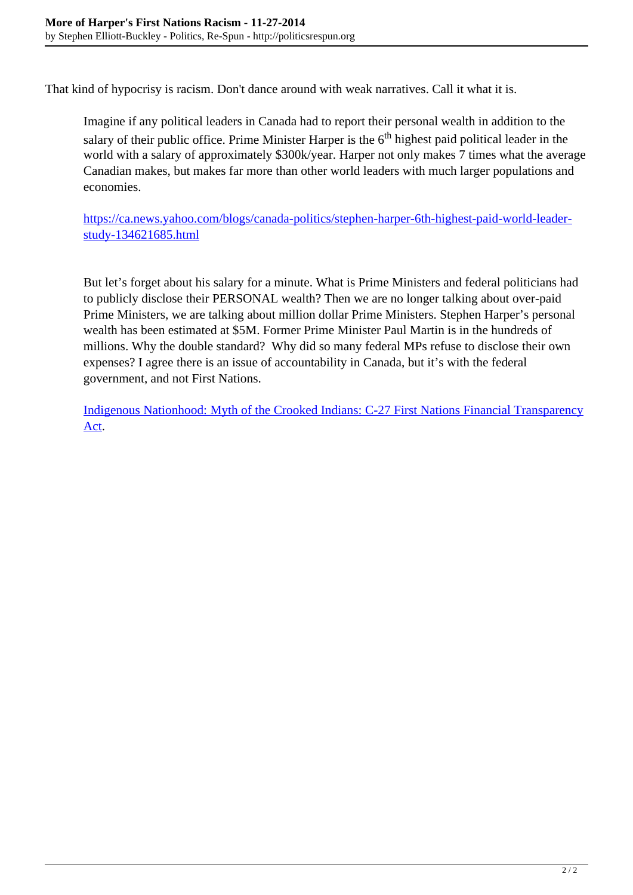That kind of hypocrisy is racism. Don't dance around with weak narratives. Call it what it is.

> Imagine if any political leaders in Canada had to report their personal wealth in addition to the salary of their public office. Prime Minister Harper is the 6th highest paid political leader in the world with a salary of approximately $300k/year. Harper not only makes 7 times what the average Canadian makes, but makes far more than other world leaders with much larger populations and economies.
>
> [https://ca.news.yahoo.com/blogs/canada-politics/stephen-harper-6th-highest-paid-world-leader-study-134621685.html](https://ca.news.yahoo.com/blogs/canada-politics/stephen-harper-6th-highest-paid-world-leader-study-134621685.html)
>
> But let's forget about his salary for a minute. What is Prime Ministers and federal politicians had to publicly disclose their PERSONAL wealth? Then we are no longer talking about over-paid Prime Ministers, we are talking about million dollar Prime Ministers. Stephen Harper's personal wealth has been estimated at $5M. Former Prime Minister Paul Martin is in the hundreds of millions. Why the double standard? Why did so many federal MPs refuse to disclose their own expenses? I agree there is an issue of accountability in Canada, but it's with the federal government, and not First Nations.
>
> Indigenous Nationhood: Myth of the Crooked Indians: C-27 First Nations Financial Transparency Act.